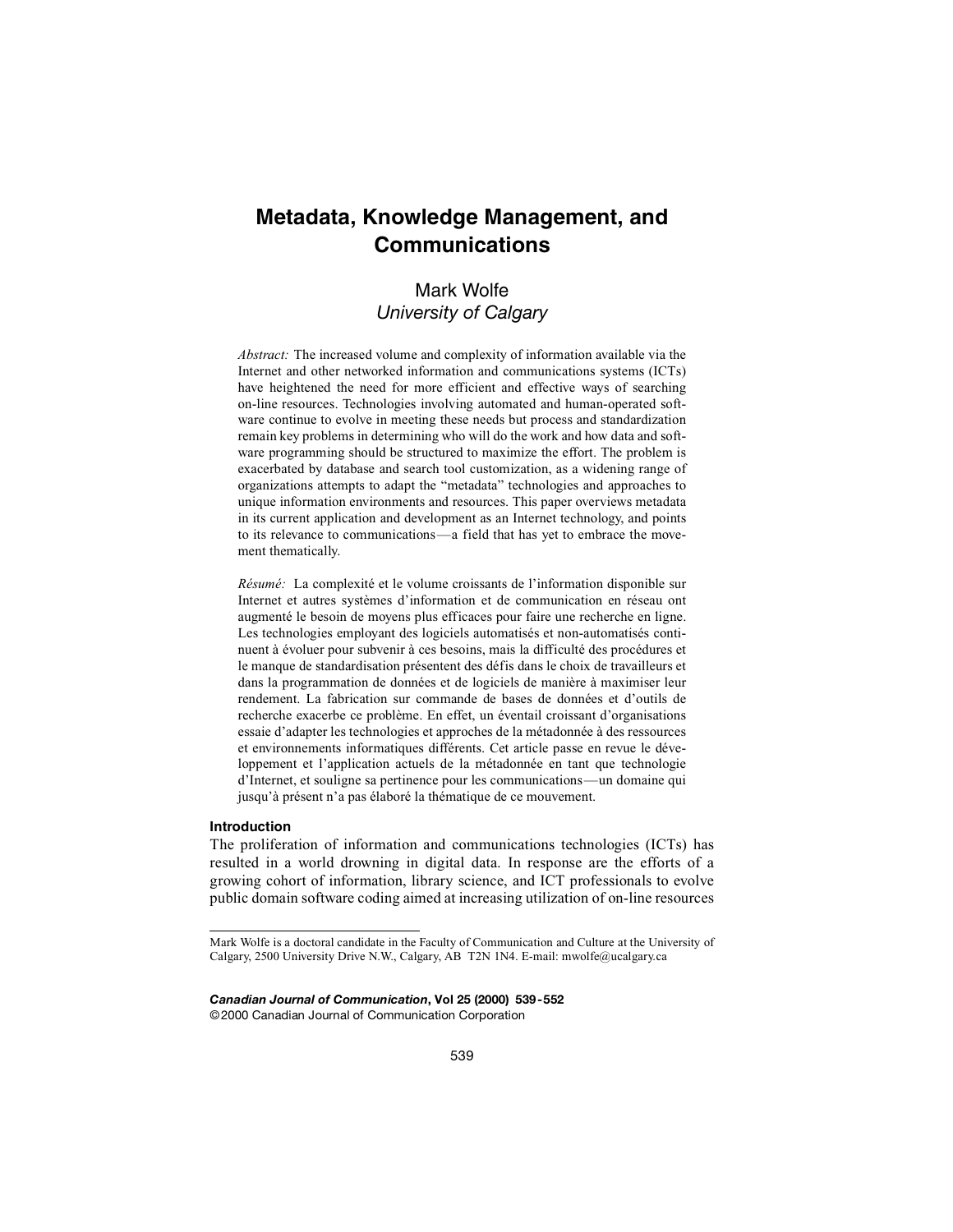# Metadata, Knowledge Management, and Communications

Mark Wolfe
*University of Calgary*

*Abstract:* The increased volume and complexity of information available via the Internet and other networked information and communications systems (ICTs) have heightened the need for more efficient and effective ways of searching on-line resources. Technologies involving automated and human-operated software continue to evolve in meeting these needs but process and standardization remain key problems in determining who will do the work and how data and software programming should be structured to maximize the effort. The problem is exacerbated by database and search tool customization, as a widening range of organizations attempts to adapt the "metadata" technologies and approaches to unique information environments and resources. This paper overviews metadata in its current application and development as an Internet technology, and points to its relevance to communications—a field that has yet to embrace the movement thematically.

*Résumé:* La complexité et le volume croissants de l'information disponible sur Internet et autres systèmes d'information et de communication en réseau ont augmenté le besoin de moyens plus efficaces pour faire une recherche en ligne. Les technologies employant des logiciels automatisés et non-automatisés continuent à évoluer pour subvenir à ces besoins, mais la difficulté des procédures et le manque de standardisation présentent des défis dans le choix de travailleurs et dans la programmation de données et de logiciels de manière à maximiser leur rendement. La fabrication sur commande de bases de données et d'outils de recherche exacerbe ce problème. En effet, un éventail croissant d'organisations essaie d'adapter les technologies et approches de la métadonnée à des ressources et environnements informatiques différents. Cet article passe en revue le développement et l'application actuels de la métadonnée en tant que technologie d'Internet, et souligne sa pertinence pour les communications—un domaine qui jusqu'à présent n'a pas élaboré la thématique de ce mouvement.

## Introduction

The proliferation of information and communications technologies (ICTs) has resulted in a world drowning in digital data. In response are the efforts of a growing cohort of information, library science, and ICT professionals to evolve public domain software coding aimed at increasing utilization of on-line resources

Mark Wolfe is a doctoral candidate in the Faculty of Communication and Culture at the University of Calgary, 2500 University Drive N.W., Calgary, AB T2N 1N4. E-mail: mwolfe@ucalgary.ca

**Canadian Journal of Communication, Vol 25 (2000) 539-552**
©2000 Canadian Journal of Communication Corporation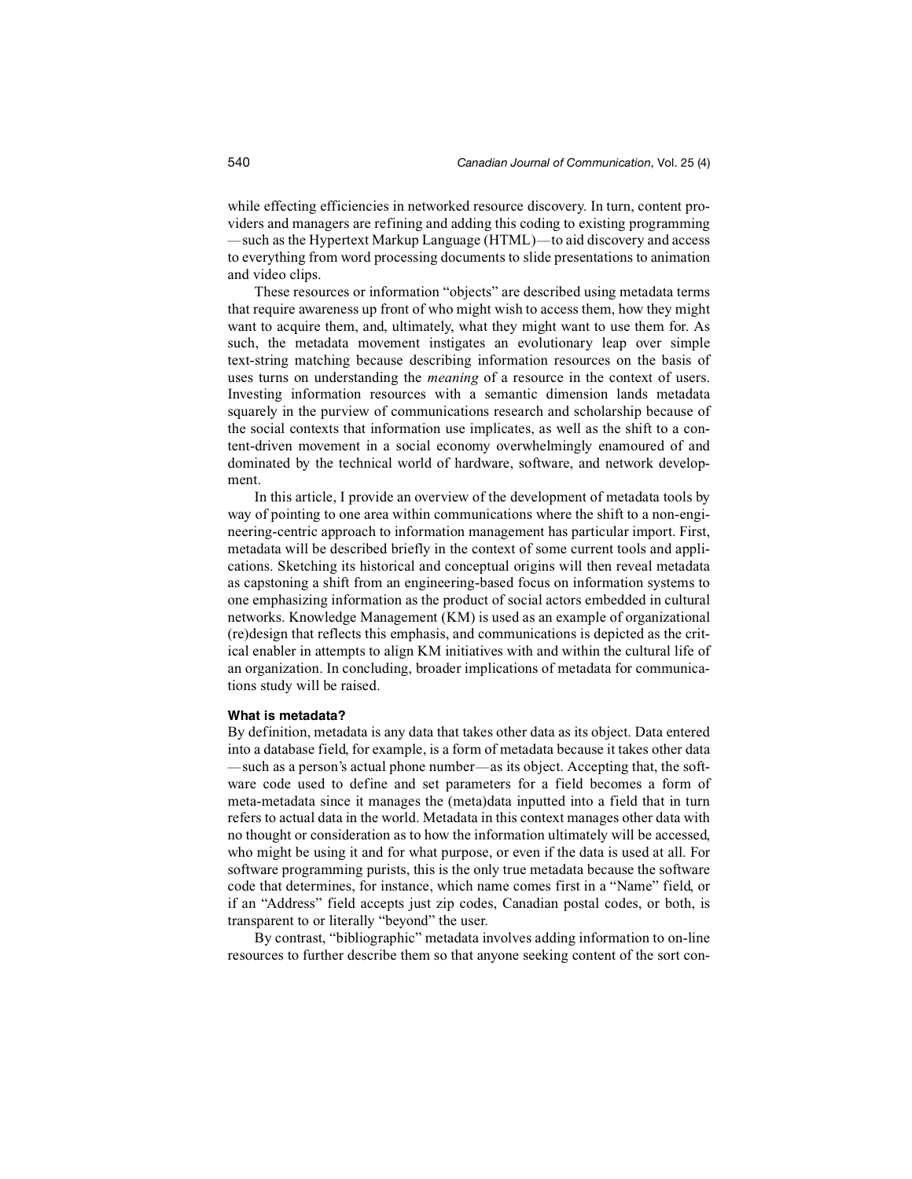while effecting efficiencies in networked resource discovery. In turn, content providers and managers are refining and adding this coding to existing programming —such as the Hypertext Markup Language (HTML)—to aid discovery and access to everything from word processing documents to slide presentations to animation and video clips.

These resources or information "objects" are described using metadata terms that require awareness up front of who might wish to access them, how they might want to acquire them, and, ultimately, what they might want to use them for. As such, the metadata movement instigates an evolutionary leap over simple text-string matching because describing information resources on the basis of uses turns on understanding the *meaning* of a resource in the context of users. Investing information resources with a semantic dimension lands metadata squarely in the purview of communications research and scholarship because of the social contexts that information use implicates, as well as the shift to a content-driven movement in a social economy overwhelmingly enamoured of and dominated by the technical world of hardware, software, and network development.

In this article, I provide an overview of the development of metadata tools by way of pointing to one area within communications where the shift to a non-engineering-centric approach to information management has particular import. First, metadata will be described briefly in the context of some current tools and applications. Sketching its historical and conceptual origins will then reveal metadata as capstoning a shift from an engineering-based focus on information systems to one emphasizing information as the product of social actors embedded in cultural networks. Knowledge Management (KM) is used as an example of organizational (re)design that reflects this emphasis, and communications is depicted as the critical enabler in attempts to align KM initiatives with and within the cultural life of an organization. In concluding, broader implications of metadata for communications study will be raised.

### What is metadata?

By definition, metadata is any data that takes other data as its object. Data entered into a database field, for example, is a form of metadata because it takes other data —such as a person's actual phone number—as its object. Accepting that, the software code used to define and set parameters for a field becomes a form of meta-metadata since it manages the (meta)data inputted into a field that in turn refers to actual data in the world. Metadata in this context manages other data with no thought or consideration as to how the information ultimately will be accessed, who might be using it and for what purpose, or even if the data is used at all. For software programming purists, this is the only true metadata because the software code that determines, for instance, which name comes first in a "Name" field, or if an "Address" field accepts just zip codes, Canadian postal codes, or both, is transparent to or literally "beyond" the user.

By contrast, "bibliographic" metadata involves adding information to on-line resources to further describe them so that anyone seeking content of the sort con-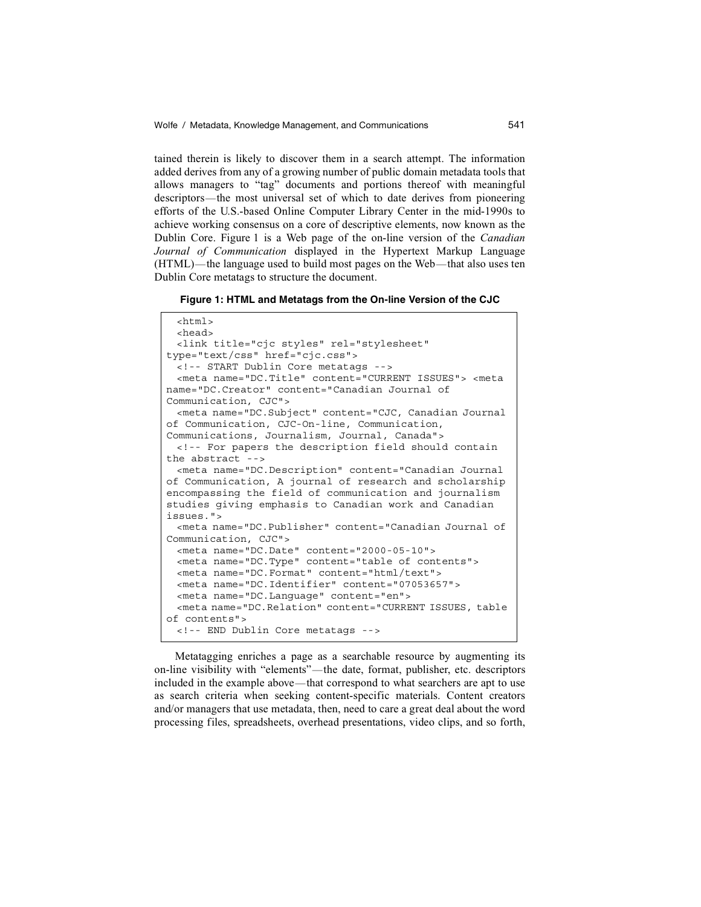tained therein is likely to discover them in a search attempt. The information added derives from any of a growing number of public domain metadata tools that allows managers to "tag" documents and portions thereof with meaningful descriptors—the most universal set of which to date derives from pioneering efforts of the U.S.-based Online Computer Library Center in the mid-1990s to achieve working consensus on a core of descriptive elements, now known as the Dublin Core. Figure 1 is a Web page of the on-line version of the *Canadian Journal of Communication* displayed in the Hypertext Markup Language (HTML)—the language used to build most pages on the Web—that also uses ten Dublin Core metatags to structure the document.

**Figure 1: HTML and Metatags from the On-line Version of the CJC**

```
  <html>
  <head>
  <link title="cjc styles" rel="stylesheet"
type="text/css" href="cjc.css">
  <!-- START Dublin Core metatags -->
  <meta name="DC.Title" content="CURRENT ISSUES"> <meta
name="DC.Creator" content="Canadian Journal of
Communication, CJC">
  <meta name="DC.Subject" content="CJC, Canadian Journal
of Communication, CJC-On-line, Communication,
Communications, Journalism, Journal, Canada">
  <!-- For papers the description field should contain
the abstract -->
  <meta name="DC.Description" content="Canadian Journal
of Communication, A journal of research and scholarship
encompassing the field of communication and journalism
studies giving emphasis to Canadian work and Canadian
issues.">
  <meta name="DC.Publisher" content="Canadian Journal of
Communication, CJC">
  <meta name="DC.Date" content="2000-05-10">
  <meta name="DC.Type" content="table of contents">
  <meta name="DC.Format" content="html/text">
  <meta name="DC.Identifier" content="07053657">
  <meta name="DC.Language" content="en">
  <meta name="DC.Relation" content="CURRENT ISSUES, table
of contents">
  <!-- END Dublin Core metatags -->
```

Metatagging enriches a page as a searchable resource by augmenting its on-line visibility with "elements"—the date, format, publisher, etc. descriptors included in the example above—that correspond to what searchers are apt to use as search criteria when seeking content-specific materials. Content creators and/or managers that use metadata, then, need to care a great deal about the word processing files, spreadsheets, overhead presentations, video clips, and so forth,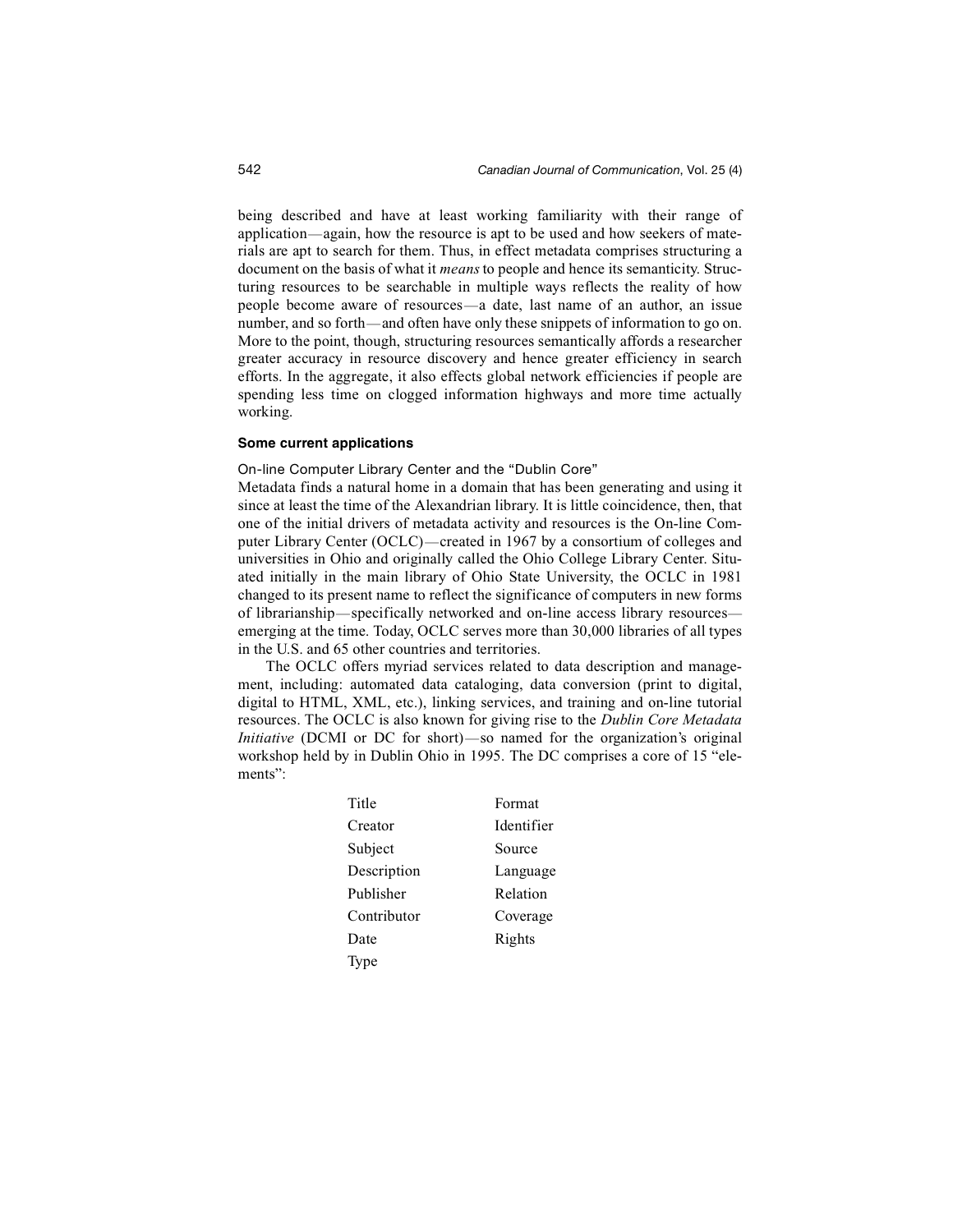being described and have at least working familiarity with their range of application—again, how the resource is apt to be used and how seekers of materials are apt to search for them. Thus, in effect metadata comprises structuring a document on the basis of what it *means* to people and hence its semanticity. Structuring resources to be searchable in multiple ways reflects the reality of how people become aware of resources—a date, last name of an author, an issue number, and so forth—and often have only these snippets of information to go on. More to the point, though, structuring resources semantically affords a researcher greater accuracy in resource discovery and hence greater efficiency in search efforts. In the aggregate, it also effects global network efficiencies if people are spending less time on clogged information highways and more time actually working.

## Some current applications

### On-line Computer Library Center and the "Dublin Core"

Metadata finds a natural home in a domain that has been generating and using it since at least the time of the Alexandrian library. It is little coincidence, then, that one of the initial drivers of metadata activity and resources is the On-line Computer Library Center (OCLC)—created in 1967 by a consortium of colleges and universities in Ohio and originally called the Ohio College Library Center. Situated initially in the main library of Ohio State University, the OCLC in 1981 changed to its present name to reflect the significance of computers in new forms of librarianship—specifically networked and on-line access library resources—emerging at the time. Today, OCLC serves more than 30,000 libraries of all types in the U.S. and 65 other countries and territories.

The OCLC offers myriad services related to data description and management, including: automated data cataloging, data conversion (print to digital, digital to HTML, XML, etc.), linking services, and training and on-line tutorial resources. The OCLC is also known for giving rise to the *Dublin Core Metadata Initiative* (DCMI or DC for short)—so named for the organization's original workshop held by in Dublin Ohio in 1995. The DC comprises a core of 15 "elements":

| | |
|---|---|
| Title | Format |
| Creator | Identifier |
| Subject | Source |
| Description | Language |
| Publisher | Relation |
| Contributor | Coverage |
| Date | Rights |
| Type | |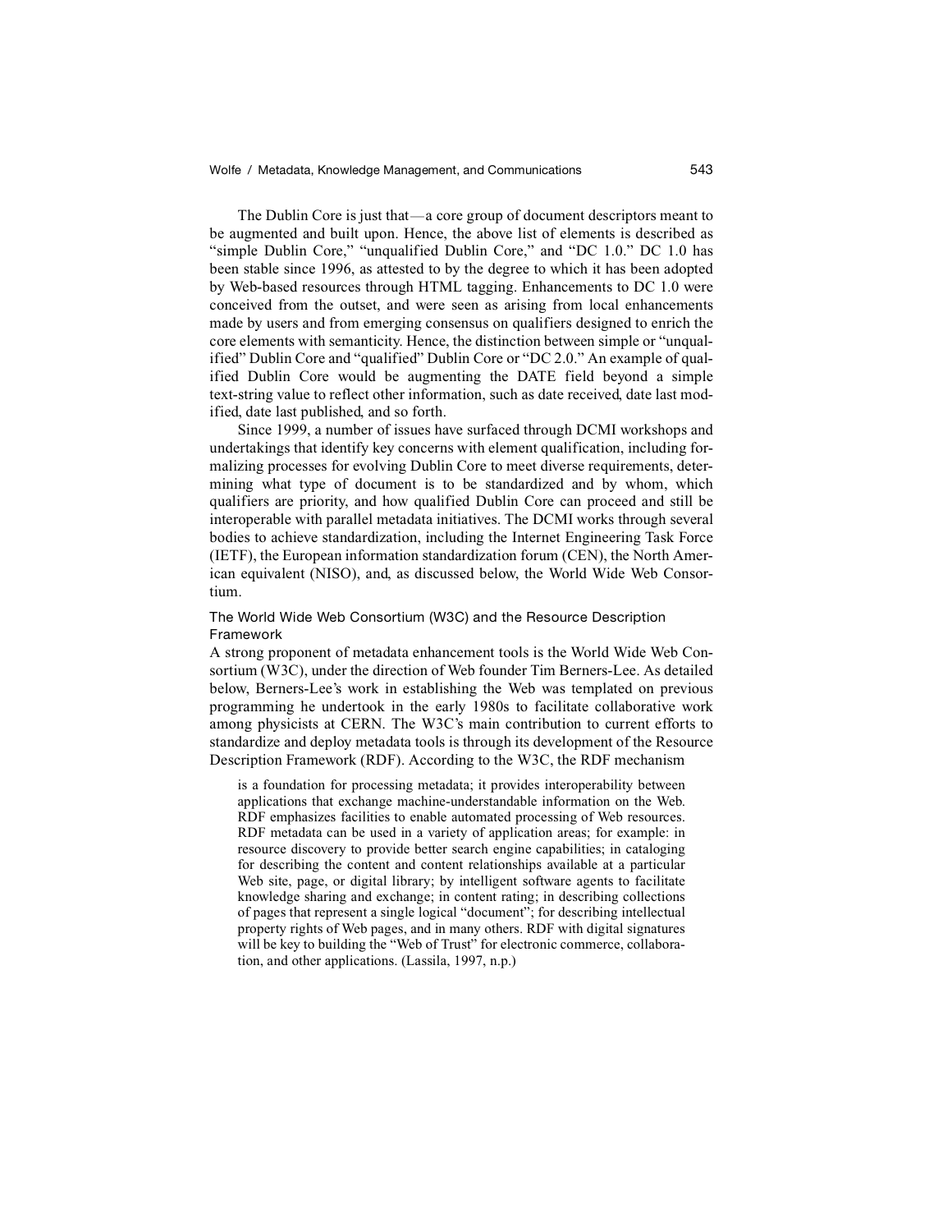The Dublin Core is just that—a core group of document descriptors meant to be augmented and built upon. Hence, the above list of elements is described as "simple Dublin Core," "unqualified Dublin Core," and "DC 1.0." DC 1.0 has been stable since 1996, as attested to by the degree to which it has been adopted by Web-based resources through HTML tagging. Enhancements to DC 1.0 were conceived from the outset, and were seen as arising from local enhancements made by users and from emerging consensus on qualifiers designed to enrich the core elements with semanticity. Hence, the distinction between simple or "unqualified" Dublin Core and "qualified" Dublin Core or "DC 2.0." An example of qualified Dublin Core would be augmenting the DATE field beyond a simple text-string value to reflect other information, such as date received, date last modified, date last published, and so forth.

Since 1999, a number of issues have surfaced through DCMI workshops and undertakings that identify key concerns with element qualification, including formalizing processes for evolving Dublin Core to meet diverse requirements, determining what type of document is to be standardized and by whom, which qualifiers are priority, and how qualified Dublin Core can proceed and still be interoperable with parallel metadata initiatives. The DCMI works through several bodies to achieve standardization, including the Internet Engineering Task Force (IETF), the European information standardization forum (CEN), the North American equivalent (NISO), and, as discussed below, the World Wide Web Consortium.

### The World Wide Web Consortium (W3C) and the Resource Description Framework

A strong proponent of metadata enhancement tools is the World Wide Web Consortium (W3C), under the direction of Web founder Tim Berners-Lee. As detailed below, Berners-Lee's work in establishing the Web was templated on previous programming he undertook in the early 1980s to facilitate collaborative work among physicists at CERN. The W3C's main contribution to current efforts to standardize and deploy metadata tools is through its development of the Resource Description Framework (RDF). According to the W3C, the RDF mechanism

> is a foundation for processing metadata; it provides interoperability between applications that exchange machine-understandable information on the Web. RDF emphasizes facilities to enable automated processing of Web resources. RDF metadata can be used in a variety of application areas; for example: in resource discovery to provide better search engine capabilities; in cataloging for describing the content and content relationships available at a particular Web site, page, or digital library; by intelligent software agents to facilitate knowledge sharing and exchange; in content rating; in describing collections of pages that represent a single logical "document"; for describing intellectual property rights of Web pages, and in many others. RDF with digital signatures will be key to building the "Web of Trust" for electronic commerce, collaboration, and other applications. (Lassila, 1997, n.p.)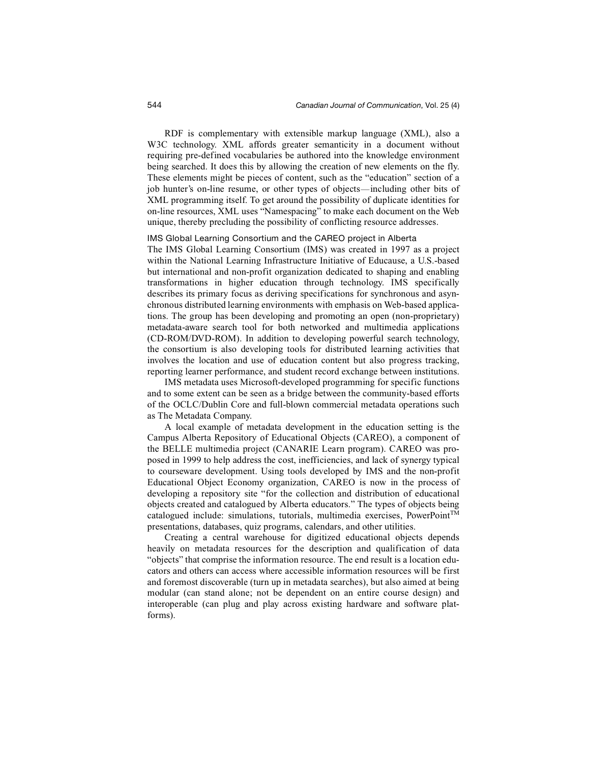RDF is complementary with extensible markup language (XML), also a W3C technology. XML affords greater semanticity in a document without requiring pre-defined vocabularies be authored into the knowledge environment being searched. It does this by allowing the creation of new elements on the fly. These elements might be pieces of content, such as the "education" section of a job hunter's on-line resume, or other types of objects—including other bits of XML programming itself. To get around the possibility of duplicate identities for on-line resources, XML uses "Namespacing" to make each document on the Web unique, thereby precluding the possibility of conflicting resource addresses.

### IMS Global Learning Consortium and the CAREO project in Alberta

The IMS Global Learning Consortium (IMS) was created in 1997 as a project within the National Learning Infrastructure Initiative of Educause, a U.S.-based but international and non-profit organization dedicated to shaping and enabling transformations in higher education through technology. IMS specifically describes its primary focus as deriving specifications for synchronous and asynchronous distributed learning environments with emphasis on Web-based applications. The group has been developing and promoting an open (non-proprietary) metadata-aware search tool for both networked and multimedia applications (CD-ROM/DVD-ROM). In addition to developing powerful search technology, the consortium is also developing tools for distributed learning activities that involves the location and use of education content but also progress tracking, reporting learner performance, and student record exchange between institutions.

IMS metadata uses Microsoft-developed programming for specific functions and to some extent can be seen as a bridge between the community-based efforts of the OCLC/Dublin Core and full-blown commercial metadata operations such as The Metadata Company.

A local example of metadata development in the education setting is the Campus Alberta Repository of Educational Objects (CAREO), a component of the BELLE multimedia project (CANARIE Learn program). CAREO was proposed in 1999 to help address the cost, inefficiencies, and lack of synergy typical to courseware development. Using tools developed by IMS and the non-profit Educational Object Economy organization, CAREO is now in the process of developing a repository site "for the collection and distribution of educational objects created and catalogued by Alberta educators." The types of objects being catalogued include: simulations, tutorials, multimedia exercises, PowerPoint™ presentations, databases, quiz programs, calendars, and other utilities.

Creating a central warehouse for digitized educational objects depends heavily on metadata resources for the description and qualification of data "objects" that comprise the information resource. The end result is a location educators and others can access where accessible information resources will be first and foremost discoverable (turn up in metadata searches), but also aimed at being modular (can stand alone; not be dependent on an entire course design) and interoperable (can plug and play across existing hardware and software platforms).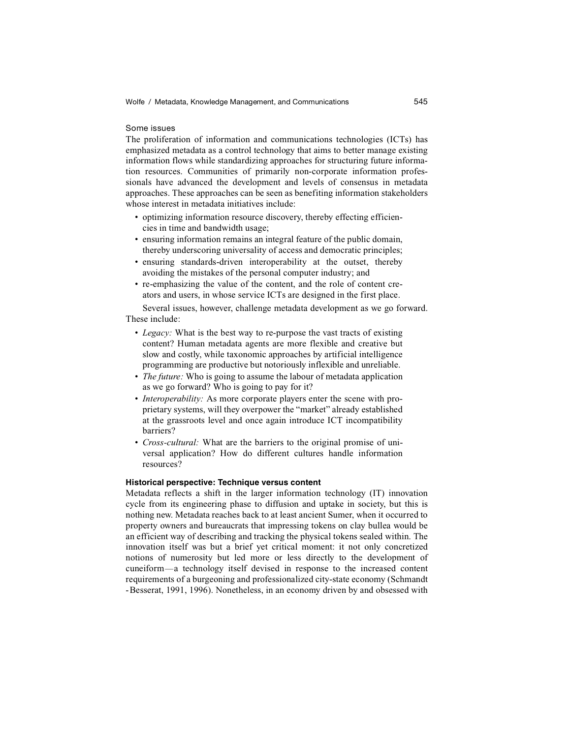### Some issues

The proliferation of information and communications technologies (ICTs) has emphasized metadata as a control technology that aims to better manage existing information flows while standardizing approaches for structuring future information resources. Communities of primarily non-corporate information professionals have advanced the development and levels of consensus in metadata approaches. These approaches can be seen as benefiting information stakeholders whose interest in metadata initiatives include:

- optimizing information resource discovery, thereby effecting efficiencies in time and bandwidth usage;
- ensuring information remains an integral feature of the public domain, thereby underscoring universality of access and democratic principles;
- ensuring standards-driven interoperability at the outset, thereby avoiding the mistakes of the personal computer industry; and
- re-emphasizing the value of the content, and the role of content creators and users, in whose service ICTs are designed in the first place.

Several issues, however, challenge metadata development as we go forward. These include:

- *Legacy:* What is the best way to re-purpose the vast tracts of existing content? Human metadata agents are more flexible and creative but slow and costly, while taxonomic approaches by artificial intelligence programming are productive but notoriously inflexible and unreliable.
- *The future:* Who is going to assume the labour of metadata application as we go forward? Who is going to pay for it?
- *Interoperability:* As more corporate players enter the scene with proprietary systems, will they overpower the "market" already established at the grassroots level and once again introduce ICT incompatibility barriers?
- *Cross-cultural:* What are the barriers to the original promise of universal application? How do different cultures handle information resources?

## Historical perspective: Technique versus content

Metadata reflects a shift in the larger information technology (IT) innovation cycle from its engineering phase to diffusion and uptake in society, but this is nothing new. Metadata reaches back to at least ancient Sumer, when it occurred to property owners and bureaucrats that impressing tokens on clay bullea would be an efficient way of describing and tracking the physical tokens sealed within. The innovation itself was but a brief yet critical moment: it not only concretized notions of numerosity but led more or less directly to the development of cuneiform—a technology itself devised in response to the increased content requirements of a burgeoning and professionalized city-state economy (Schmandt-Besserat, 1991, 1996). Nonetheless, in an economy driven by and obsessed with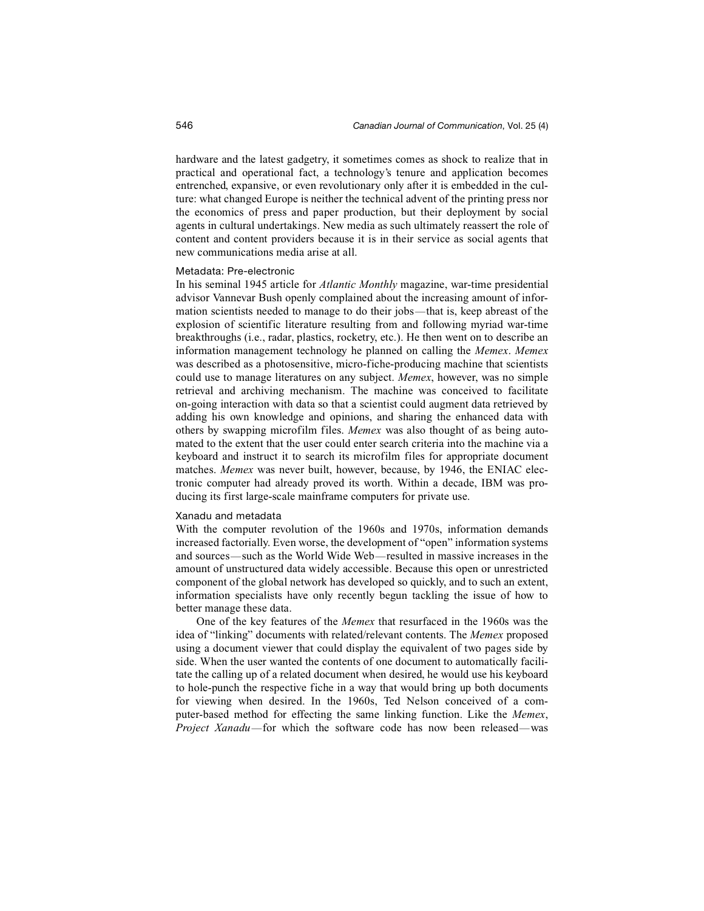hardware and the latest gadgetry, it sometimes comes as shock to realize that in practical and operational fact, a technology's tenure and application becomes entrenched, expansive, or even revolutionary only after it is embedded in the culture: what changed Europe is neither the technical advent of the printing press nor the economics of press and paper production, but their deployment by social agents in cultural undertakings. New media as such ultimately reassert the role of content and content providers because it is in their service as social agents that new communications media arise at all.

### Metadata: Pre-electronic

In his seminal 1945 article for *Atlantic Monthly* magazine, war-time presidential advisor Vannevar Bush openly complained about the increasing amount of information scientists needed to manage to do their jobs—that is, keep abreast of the explosion of scientific literature resulting from and following myriad war-time breakthroughs (i.e., radar, plastics, rocketry, etc.). He then went on to describe an information management technology he planned on calling the *Memex*. *Memex* was described as a photosensitive, micro-fiche-producing machine that scientists could use to manage literatures on any subject. *Memex*, however, was no simple retrieval and archiving mechanism. The machine was conceived to facilitate on-going interaction with data so that a scientist could augment data retrieved by adding his own knowledge and opinions, and sharing the enhanced data with others by swapping microfilm files. *Memex* was also thought of as being automated to the extent that the user could enter search criteria into the machine via a keyboard and instruct it to search its microfilm files for appropriate document matches. *Memex* was never built, however, because, by 1946, the ENIAC electronic computer had already proved its worth. Within a decade, IBM was producing its first large-scale mainframe computers for private use.

### Xanadu and metadata

With the computer revolution of the 1960s and 1970s, information demands increased factorially. Even worse, the development of "open" information systems and sources—such as the World Wide Web—resulted in massive increases in the amount of unstructured data widely accessible. Because this open or unrestricted component of the global network has developed so quickly, and to such an extent, information specialists have only recently begun tackling the issue of how to better manage these data.

One of the key features of the *Memex* that resurfaced in the 1960s was the idea of "linking" documents with related/relevant contents. The *Memex* proposed using a document viewer that could display the equivalent of two pages side by side. When the user wanted the contents of one document to automatically facilitate the calling up of a related document when desired, he would use his keyboard to hole-punch the respective fiche in a way that would bring up both documents for viewing when desired. In the 1960s, Ted Nelson conceived of a computer-based method for effecting the same linking function. Like the *Memex*, *Project Xanadu*—for which the software code has now been released—was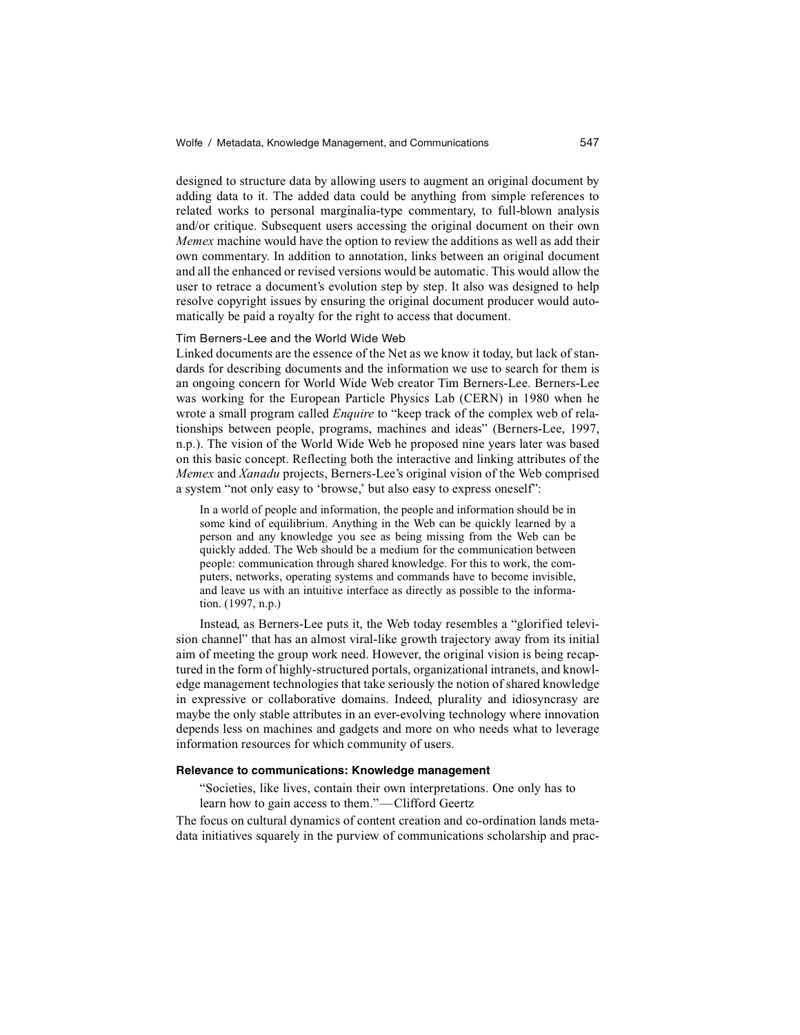designed to structure data by allowing users to augment an original document by adding data to it. The added data could be anything from simple references to related works to personal marginalia-type commentary, to full-blown analysis and/or critique. Subsequent users accessing the original document on their own *Memex* machine would have the option to review the additions as well as add their own commentary. In addition to annotation, links between an original document and all the enhanced or revised versions would be automatic. This would allow the user to retrace a document's evolution step by step. It also was designed to help resolve copyright issues by ensuring the original document producer would automatically be paid a royalty for the right to access that document.

### Tim Berners-Lee and the World Wide Web

Linked documents are the essence of the Net as we know it today, but lack of standards for describing documents and the information we use to search for them is an ongoing concern for World Wide Web creator Tim Berners-Lee. Berners-Lee was working for the European Particle Physics Lab (CERN) in 1980 when he wrote a small program called *Enquire* to "keep track of the complex web of relationships between people, programs, machines and ideas" (Berners-Lee, 1997, n.p.). The vision of the World Wide Web he proposed nine years later was based on this basic concept. Reflecting both the interactive and linking attributes of the *Memex* and *Xanadu* projects, Berners-Lee's original vision of the Web comprised a system "not only easy to 'browse,' but also easy to express oneself":

> In a world of people and information, the people and information should be in some kind of equilibrium. Anything in the Web can be quickly learned by a person and any knowledge you see as being missing from the Web can be quickly added. The Web should be a medium for the communication between people: communication through shared knowledge. For this to work, the computers, networks, operating systems and commands have to become invisible, and leave us with an intuitive interface as directly as possible to the information. (1997, n.p.)

Instead, as Berners-Lee puts it, the Web today resembles a "glorified television channel" that has an almost viral-like growth trajectory away from its initial aim of meeting the group work need. However, the original vision is being recaptured in the form of highly-structured portals, organizational intranets, and knowledge management technologies that take seriously the notion of shared knowledge in expressive or collaborative domains. Indeed, plurality and idiosyncrasy are maybe the only stable attributes in an ever-evolving technology where innovation depends less on machines and gadgets and more on who needs what to leverage information resources for which community of users.

## Relevance to communications: Knowledge management

> "Societies, like lives, contain their own interpretations. One only has to learn how to gain access to them."—Clifford Geertz

The focus on cultural dynamics of content creation and co-ordination lands metadata initiatives squarely in the purview of communications scholarship and prac-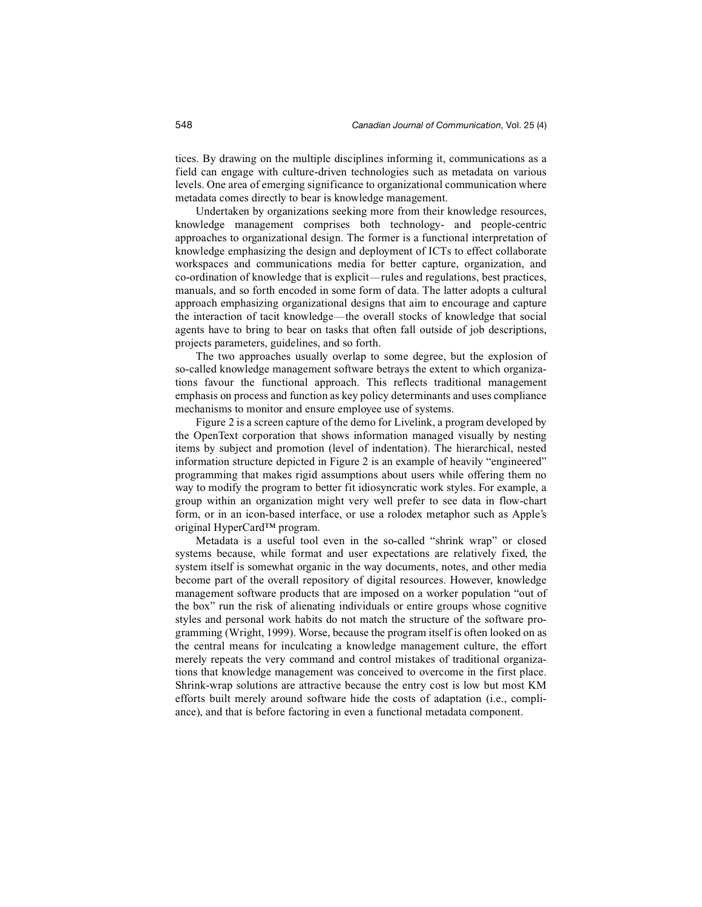tices. By drawing on the multiple disciplines informing it, communications as a field can engage with culture-driven technologies such as metadata on various levels. One area of emerging significance to organizational communication where metadata comes directly to bear is knowledge management.

Undertaken by organizations seeking more from their knowledge resources, knowledge management comprises both technology- and people-centric approaches to organizational design. The former is a functional interpretation of knowledge emphasizing the design and deployment of ICTs to effect collaborate workspaces and communications media for better capture, organization, and co-ordination of knowledge that is explicit—rules and regulations, best practices, manuals, and so forth encoded in some form of data. The latter adopts a cultural approach emphasizing organizational designs that aim to encourage and capture the interaction of tacit knowledge—the overall stocks of knowledge that social agents have to bring to bear on tasks that often fall outside of job descriptions, projects parameters, guidelines, and so forth.

The two approaches usually overlap to some degree, but the explosion of so-called knowledge management software betrays the extent to which organizations favour the functional approach. This reflects traditional management emphasis on process and function as key policy determinants and uses compliance mechanisms to monitor and ensure employee use of systems.

Figure 2 is a screen capture of the demo for Livelink, a program developed by the OpenText corporation that shows information managed visually by nesting items by subject and promotion (level of indentation). The hierarchical, nested information structure depicted in Figure 2 is an example of heavily "engineered" programming that makes rigid assumptions about users while offering them no way to modify the program to better fit idiosyncratic work styles. For example, a group within an organization might very well prefer to see data in flow-chart form, or in an icon-based interface, or use a rolodex metaphor such as Apple's original HyperCard™ program.

Metadata is a useful tool even in the so-called "shrink wrap" or closed systems because, while format and user expectations are relatively fixed, the system itself is somewhat organic in the way documents, notes, and other media become part of the overall repository of digital resources. However, knowledge management software products that are imposed on a worker population "out of the box" run the risk of alienating individuals or entire groups whose cognitive styles and personal work habits do not match the structure of the software programming (Wright, 1999). Worse, because the program itself is often looked on as the central means for inculcating a knowledge management culture, the effort merely repeats the very command and control mistakes of traditional organizations that knowledge management was conceived to overcome in the first place. Shrink-wrap solutions are attractive because the entry cost is low but most KM efforts built merely around software hide the costs of adaptation (i.e., compliance), and that is before factoring in even a functional metadata component.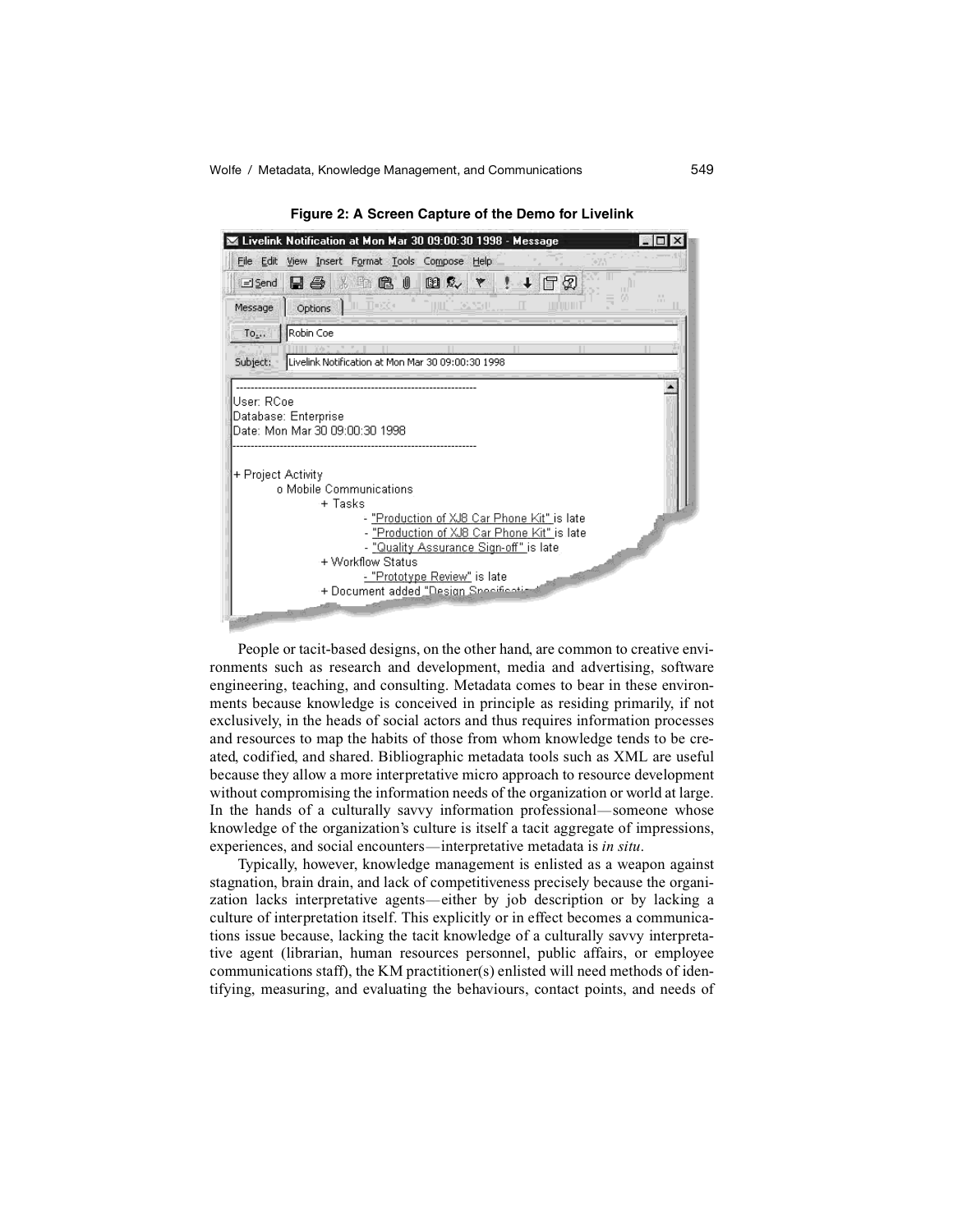**Figure 2: A Screen Capture of the Demo for Livelink**

People or tacit-based designs, on the other hand, are common to creative environments such as research and development, media and advertising, software engineering, teaching, and consulting. Metadata comes to bear in these environments because knowledge is conceived in principle as residing primarily, if not exclusively, in the heads of social actors and thus requires information processes and resources to map the habits of those from whom knowledge tends to be created, codified, and shared. Bibliographic metadata tools such as XML are useful because they allow a more interpretative micro approach to resource development without compromising the information needs of the organization or world at large. In the hands of a culturally savvy information professional—someone whose knowledge of the organization's culture is itself a tacit aggregate of impressions, experiences, and social encounters—interpretative metadata is *in situ*.

Typically, however, knowledge management is enlisted as a weapon against stagnation, brain drain, and lack of competitiveness precisely because the organization lacks interpretative agents—either by job description or by lacking a culture of interpretation itself. This explicitly or in effect becomes a communications issue because, lacking the tacit knowledge of a culturally savvy interpretative agent (librarian, human resources personnel, public affairs, or employee communications staff), the KM practitioner(s) enlisted will need methods of identifying, measuring, and evaluating the behaviours, contact points, and needs of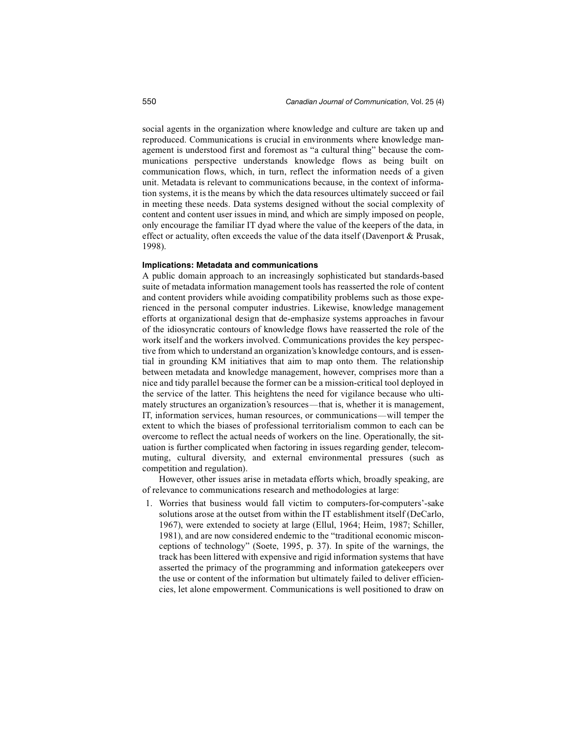social agents in the organization where knowledge and culture are taken up and reproduced. Communications is crucial in environments where knowledge management is understood first and foremost as "a cultural thing" because the communications perspective understands knowledge flows as being built on communication flows, which, in turn, reflect the information needs of a given unit. Metadata is relevant to communications because, in the context of information systems, it is the means by which the data resources ultimately succeed or fail in meeting these needs. Data systems designed without the social complexity of content and content user issues in mind, and which are simply imposed on people, only encourage the familiar IT dyad where the value of the keepers of the data, in effect or actuality, often exceeds the value of the data itself (Davenport & Prusak, 1998).

#### Implications: Metadata and communications

A public domain approach to an increasingly sophisticated but standards-based suite of metadata information management tools has reasserted the role of content and content providers while avoiding compatibility problems such as those experienced in the personal computer industries. Likewise, knowledge management efforts at organizational design that de-emphasize systems approaches in favour of the idiosyncratic contours of knowledge flows have reasserted the role of the work itself and the workers involved. Communications provides the key perspective from which to understand an organization's knowledge contours, and is essential in grounding KM initiatives that aim to map onto them. The relationship between metadata and knowledge management, however, comprises more than a nice and tidy parallel because the former can be a mission-critical tool deployed in the service of the latter. This heightens the need for vigilance because who ultimately structures an organization's resources—that is, whether it is management, IT, information services, human resources, or communications—will temper the extent to which the biases of professional territorialism common to each can be overcome to reflect the actual needs of workers on the line. Operationally, the situation is further complicated when factoring in issues regarding gender, telecommuting, cultural diversity, and external environmental pressures (such as competition and regulation).

However, other issues arise in metadata efforts which, broadly speaking, are of relevance to communications research and methodologies at large:

1. Worries that business would fall victim to computers-for-computers'-sake solutions arose at the outset from within the IT establishment itself (DeCarlo, 1967), were extended to society at large (Ellul, 1964; Heim, 1987; Schiller, 1981), and are now considered endemic to the "traditional economic misconceptions of technology" (Soete, 1995, p. 37). In spite of the warnings, the track has been littered with expensive and rigid information systems that have asserted the primacy of the programming and information gatekeepers over the use or content of the information but ultimately failed to deliver efficiencies, let alone empowerment. Communications is well positioned to draw on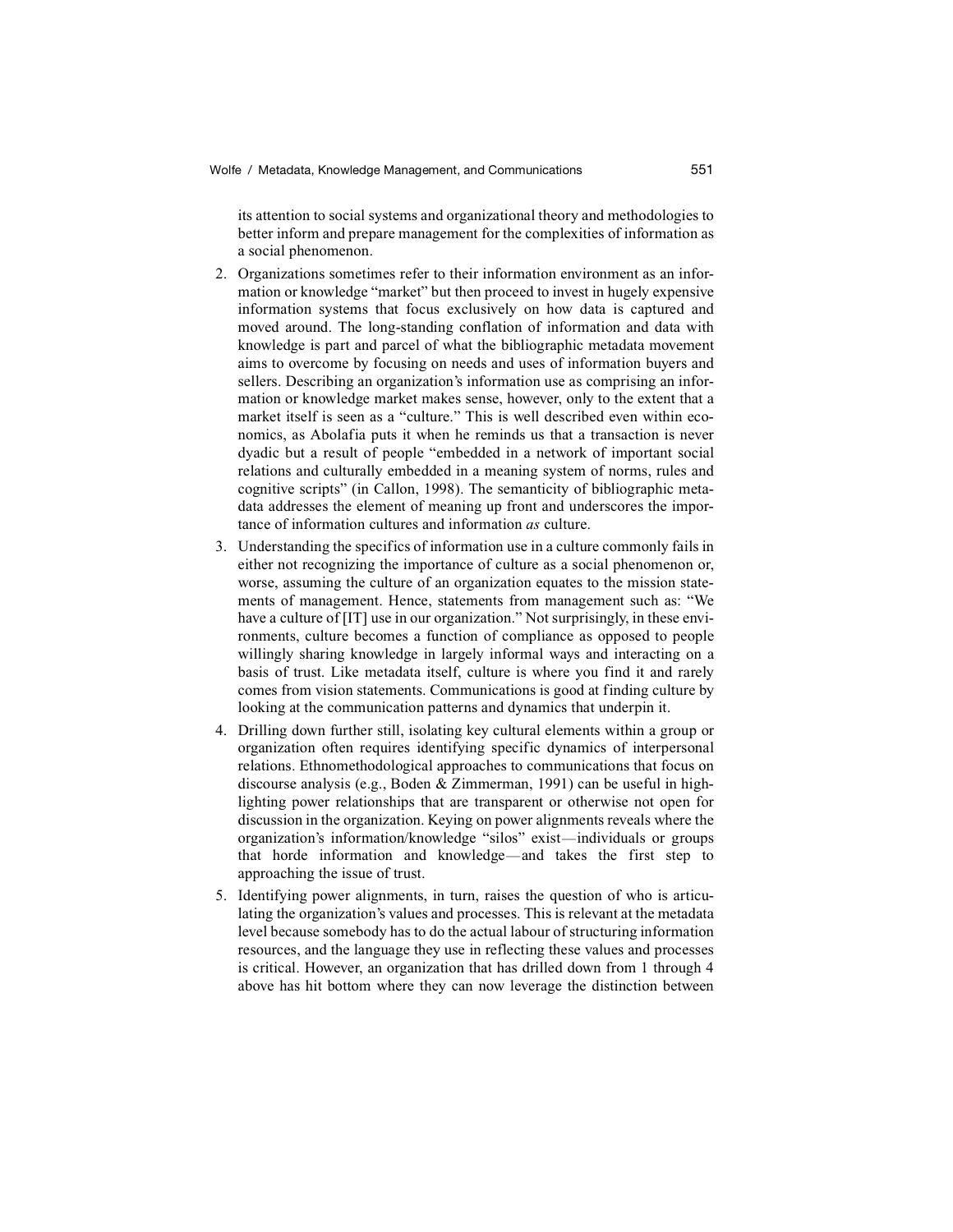its attention to social systems and organizational theory and methodologies to better inform and prepare management for the complexities of information as a social phenomenon.

2. Organizations sometimes refer to their information environment as an information or knowledge "market" but then proceed to invest in hugely expensive information systems that focus exclusively on how data is captured and moved around. The long-standing conflation of information and data with knowledge is part and parcel of what the bibliographic metadata movement aims to overcome by focusing on needs and uses of information buyers and sellers. Describing an organization's information use as comprising an information or knowledge market makes sense, however, only to the extent that a market itself is seen as a "culture." This is well described even within economics, as Abolafia puts it when he reminds us that a transaction is never dyadic but a result of people "embedded in a network of important social relations and culturally embedded in a meaning system of norms, rules and cognitive scripts" (in Callon, 1998). The semanticity of bibliographic metadata addresses the element of meaning up front and underscores the importance of information cultures and information *as* culture.
3. Understanding the specifics of information use in a culture commonly fails in either not recognizing the importance of culture as a social phenomenon or, worse, assuming the culture of an organization equates to the mission statements of management. Hence, statements from management such as: "We have a culture of [IT] use in our organization." Not surprisingly, in these environments, culture becomes a function of compliance as opposed to people willingly sharing knowledge in largely informal ways and interacting on a basis of trust. Like metadata itself, culture is where you find it and rarely comes from vision statements. Communications is good at finding culture by looking at the communication patterns and dynamics that underpin it.
4. Drilling down further still, isolating key cultural elements within a group or organization often requires identifying specific dynamics of interpersonal relations. Ethnomethodological approaches to communications that focus on discourse analysis (e.g., Boden & Zimmerman, 1991) can be useful in highlighting power relationships that are transparent or otherwise not open for discussion in the organization. Keying on power alignments reveals where the organization's information/knowledge "silos" exist—individuals or groups that horde information and knowledge—and takes the first step to approaching the issue of trust.
5. Identifying power alignments, in turn, raises the question of who is articulating the organization's values and processes. This is relevant at the metadata level because somebody has to do the actual labour of structuring information resources, and the language they use in reflecting these values and processes is critical. However, an organization that has drilled down from 1 through 4 above has hit bottom where they can now leverage the distinction between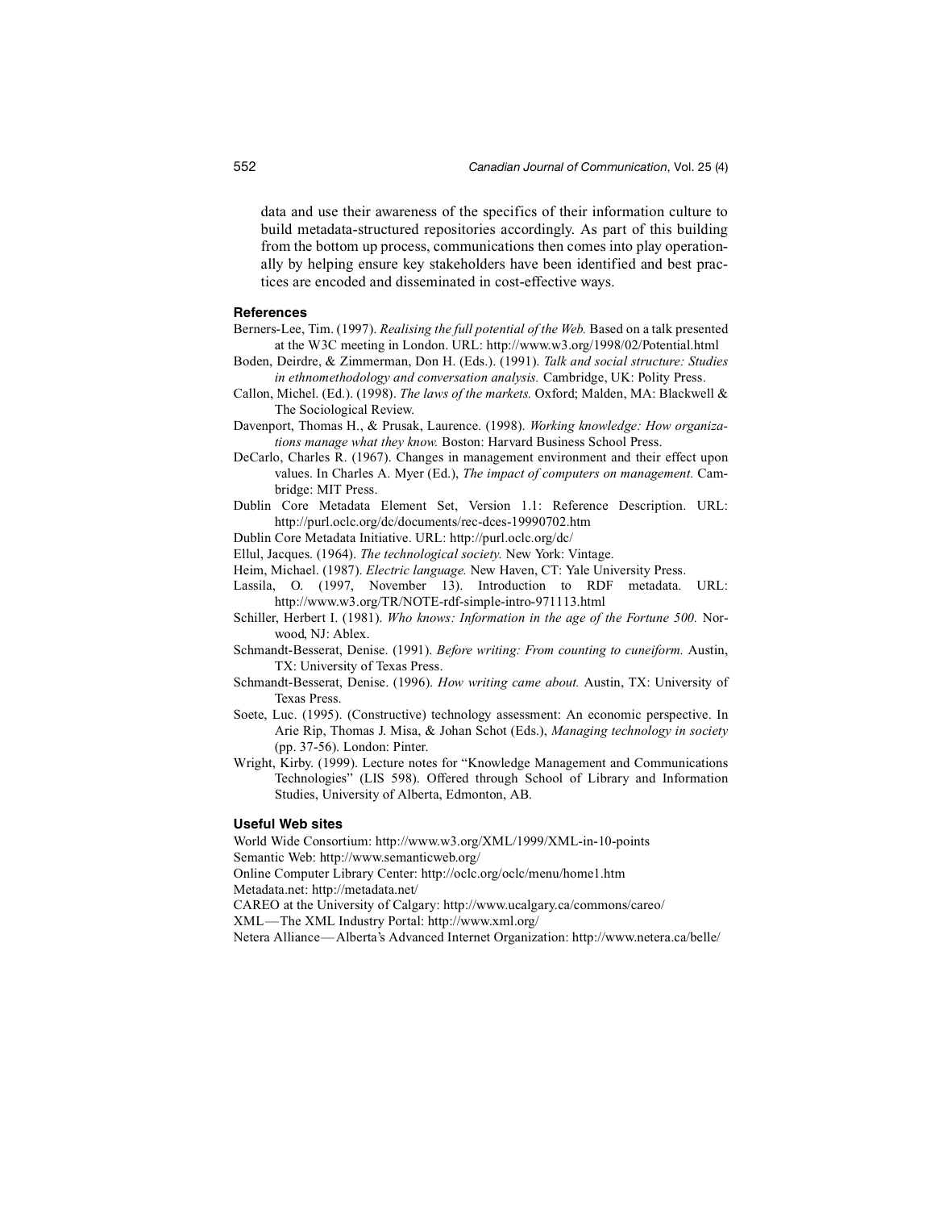data and use their awareness of the specifics of their information culture to build metadata-structured repositories accordingly. As part of this building from the bottom up process, communications then comes into play operationally by helping ensure key stakeholders have been identified and best practices are encoded and disseminated in cost-effective ways.

## References

Berners-Lee, Tim. (1997). *Realising the full potential of the Web.* Based on a talk presented at the W3C meeting in London. URL: http://www.w3.org/1998/02/Potential.html

Boden, Deirdre, & Zimmerman, Don H. (Eds.). (1991). *Talk and social structure: Studies in ethnomethodology and conversation analysis.* Cambridge, UK: Polity Press.

Callon, Michel. (Ed.). (1998). *The laws of the markets.* Oxford; Malden, MA: Blackwell & The Sociological Review.

Davenport, Thomas H., & Prusak, Laurence. (1998). *Working knowledge: How organizations manage what they know.* Boston: Harvard Business School Press.

DeCarlo, Charles R. (1967). Changes in management environment and their effect upon values. In Charles A. Myer (Ed.), *The impact of computers on management.* Cambridge: MIT Press.

Dublin Core Metadata Element Set, Version 1.1: Reference Description. URL: http://purl.oclc.org/dc/documents/rec-dces-19990702.htm

Dublin Core Metadata Initiative. URL: http://purl.oclc.org/dc/

Ellul, Jacques. (1964). *The technological society.* New York: Vintage.

Heim, Michael. (1987). *Electric language.* New Haven, CT: Yale University Press.

Lassila, O. (1997, November 13). Introduction to RDF metadata. URL: http://www.w3.org/TR/NOTE-rdf-simple-intro-971113.html

Schiller, Herbert I. (1981). *Who knows: Information in the age of the Fortune 500.* Norwood, NJ: Ablex.

Schmandt-Besserat, Denise. (1991). *Before writing: From counting to cuneiform.* Austin, TX: University of Texas Press.

Schmandt-Besserat, Denise. (1996). *How writing came about.* Austin, TX: University of Texas Press.

Soete, Luc. (1995). (Constructive) technology assessment: An economic perspective. In Arie Rip, Thomas J. Misa, & Johan Schot (Eds.), *Managing technology in society* (pp. 37-56). London: Pinter.

Wright, Kirby. (1999). Lecture notes for "Knowledge Management and Communications Technologies" (LIS 598). Offered through School of Library and Information Studies, University of Alberta, Edmonton, AB.

## Useful Web sites

World Wide Consortium: http://www.w3.org/XML/1999/XML-in-10-points

Semantic Web: http://www.semanticweb.org/

Online Computer Library Center: http://oclc.org/oclc/menu/home1.htm

Metadata.net: http://metadata.net/

CAREO at the University of Calgary: http://www.ucalgary.ca/commons/careo/

XML—The XML Industry Portal: http://www.xml.org/

Netera Alliance—Alberta's Advanced Internet Organization: http://www.netera.ca/belle/